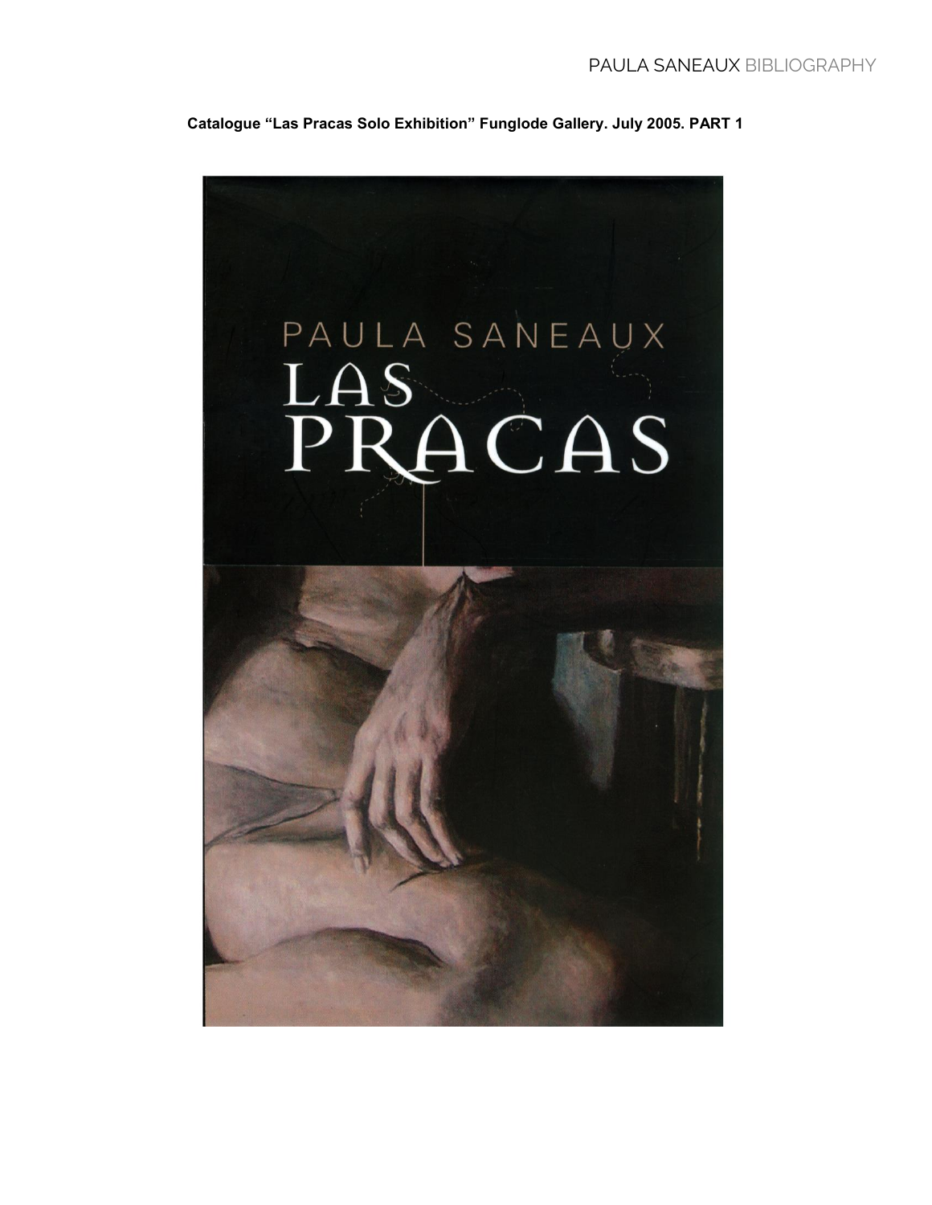**Catalogue "Las Pracas Solo Exhibition" Funglode Gallery. July 2005. PART 1**

PAULA SANEAUX

LAS PRACAS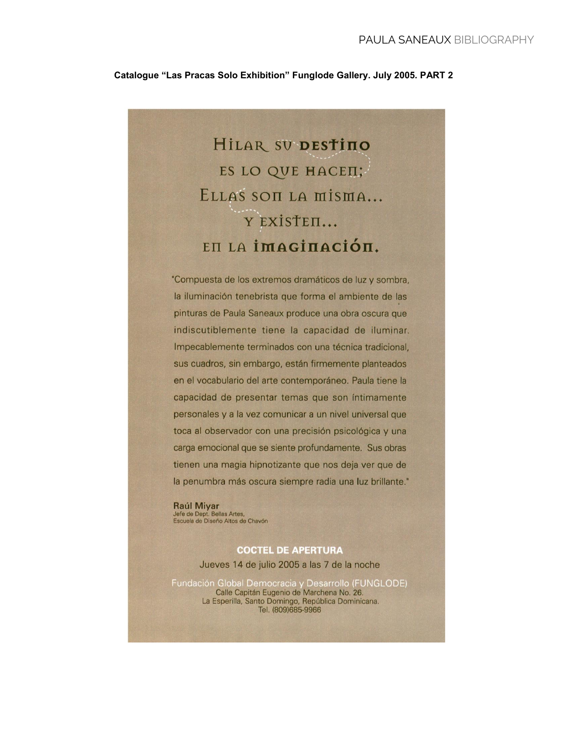**Catalogue "Las Pracas Solo Exhibition" Funglode Gallery. July 2005. PART 2**

# Hilar su destino es lo que hacen; Ellas son la misma... y existen... en la imaginación.

"Compuesta de los extremos dramáticos de luz y sombra, la iluminación tenebrista que forma el ambiente de las pinturas de Paula Saneaux produce una obra oscura que indiscutiblemente tiene la capacidad de iluminar. Impecablemente terminados con una técnica tradicional, sus cuadros, sin embargo, están firmemente planteados en el vocabulario del arte contemporáneo. Paula tiene la capacidad de presentar temas que son íntimamente personales y a la vez comunicar a un nivel universal que toca al observador con una precisión psicológica y una carga emocional que se siente profundamente. Sus obras tienen una magia hipnotizante que nos deja ver que de la penumbra más oscura siempre radia una luz brillante."

**Raúl Miyar**
Jefe de Dept. Bellas Artes,
Escuela de Diseño Altos de Chavón

**COCTEL DE APERTURA**

Jueves 14 de julio 2005 a las 7 de la noche

Fundación Global Democracia y Desarrollo (FUNGLODE)
Calle Capitán Eugenio de Marchena No. 26.
La Esperilla, Santo Domingo, República Dominicana.
Tel. (809)685-9966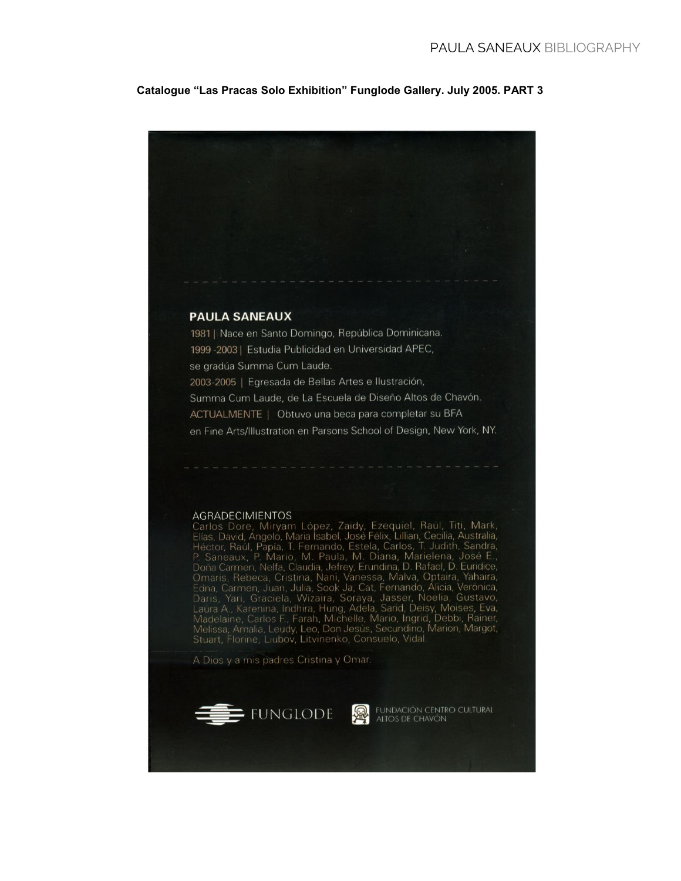**Catalogue "Las Pracas Solo Exhibition" Funglode Gallery. July 2005. PART 3**

## PAULA SANEAUX

1981 | Nace en Santo Domingo, República Dominicana.

1999 -2003 | Estudia Publicidad en Universidad APEC, se gradúa Summa Cum Laude.

2003-2005 | Egresada de Bellas Artes e Ilustración, Summa Cum Laude, de La Escuela de Diseño Altos de Chavón.

ACTUALMENTE | Obtuvo una beca para completar su BFA en Fine Arts/Illustration en Parsons School of Design, New York, NY.

AGRADECIMIENTOS

Carlos Dore, Miryam López, Zaidy, Ezequiel, Raúl, Titi, Mark, Elías, David, Angelo, María Isabel, José Félix, Lillian, Cecilia, Australia, Héctor, Raúl, Papía, T. Fernando, Estela, Carlos, T. Judith, Sandra, P. Saneaux, P. Mario, M. Paula, M. Diana, Marielena, José E., Doña Carmen, Nelfa, Claudia, Jefrey, Erundina, D. Rafael, D. Euridice, Omaris, Rebeca, Cristina, Nani, Vanessa, Malva, Optaira, Yahaira, Edna, Carmen, Juan, Julia, Sook Ja, Cat, Fernando, Alicia, Verónica, Daris, Yari, Graciela, Wizaira, Soraya, Jasser, Noelia, Gustavo, Laura A., Karenina, Indhira, Hung, Adela, Sarid, Deisy, Moises, Eva, Madelaine, Carlos F., Farah, Michelle, Mario, Ingrid, Debbi, Rainer, Melissa, Amalia, Leudy, Leo, Don Jesús, Secundino, Marion, Margot, Stuart, Florine, Liubov, Litvinenko, Consuelo, Vidal.

A Dios y a mis padres Cristina y Omar.

FUNGLODE    FUNDACIÓN CENTRO CULTURAL ALTOS DE CHAVÓN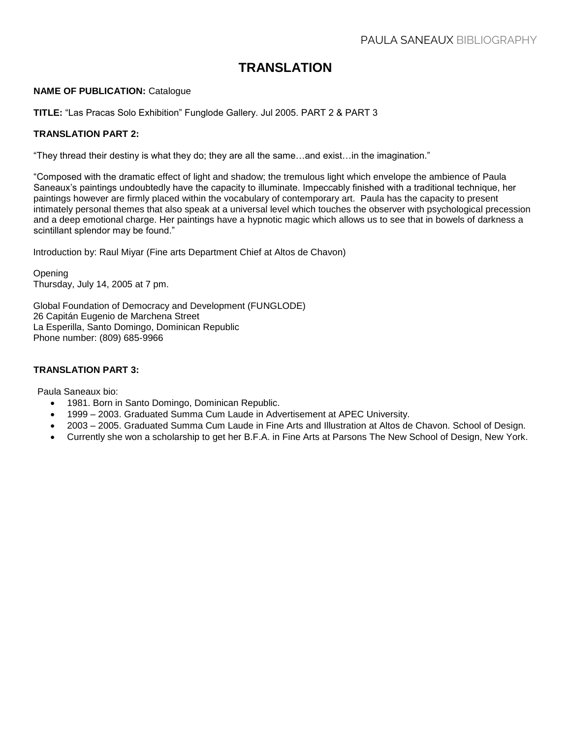# TRANSLATION

**NAME OF PUBLICATION:** Catalogue

**TITLE:** "Las Pracas Solo Exhibition" Funglode Gallery. Jul 2005. PART 2 & PART 3

**TRANSLATION PART 2:**

"They thread their destiny is what they do; they are all the same…and exist…in the imagination."

"Composed with the dramatic effect of light and shadow; the tremulous light which envelope the ambience of Paula Saneaux's paintings undoubtedly have the capacity to illuminate. Impeccably finished with a traditional technique, her paintings however are firmly placed within the vocabulary of contemporary art. Paula has the capacity to present intimately personal themes that also speak at a universal level which touches the observer with psychological precession and a deep emotional charge. Her paintings have a hypnotic magic which allows us to see that in bowels of darkness a scintillant splendor may be found."

Introduction by: Raul Miyar (Fine arts Department Chief at Altos de Chavon)

Opening
Thursday, July 14, 2005 at 7 pm.

Global Foundation of Democracy and Development (FUNGLODE)
26 Capitán Eugenio de Marchena Street
La Esperilla, Santo Domingo, Dominican Republic
Phone number: (809) 685-9966

**TRANSLATION PART 3:**

Paula Saneaux bio:

- 1981. Born in Santo Domingo, Dominican Republic.
- 1999 – 2003. Graduated Summa Cum Laude in Advertisement at APEC University.
- 2003 – 2005. Graduated Summa Cum Laude in Fine Arts and Illustration at Altos de Chavon. School of Design.
- Currently she won a scholarship to get her B.F.A. in Fine Arts at Parsons The New School of Design, New York.